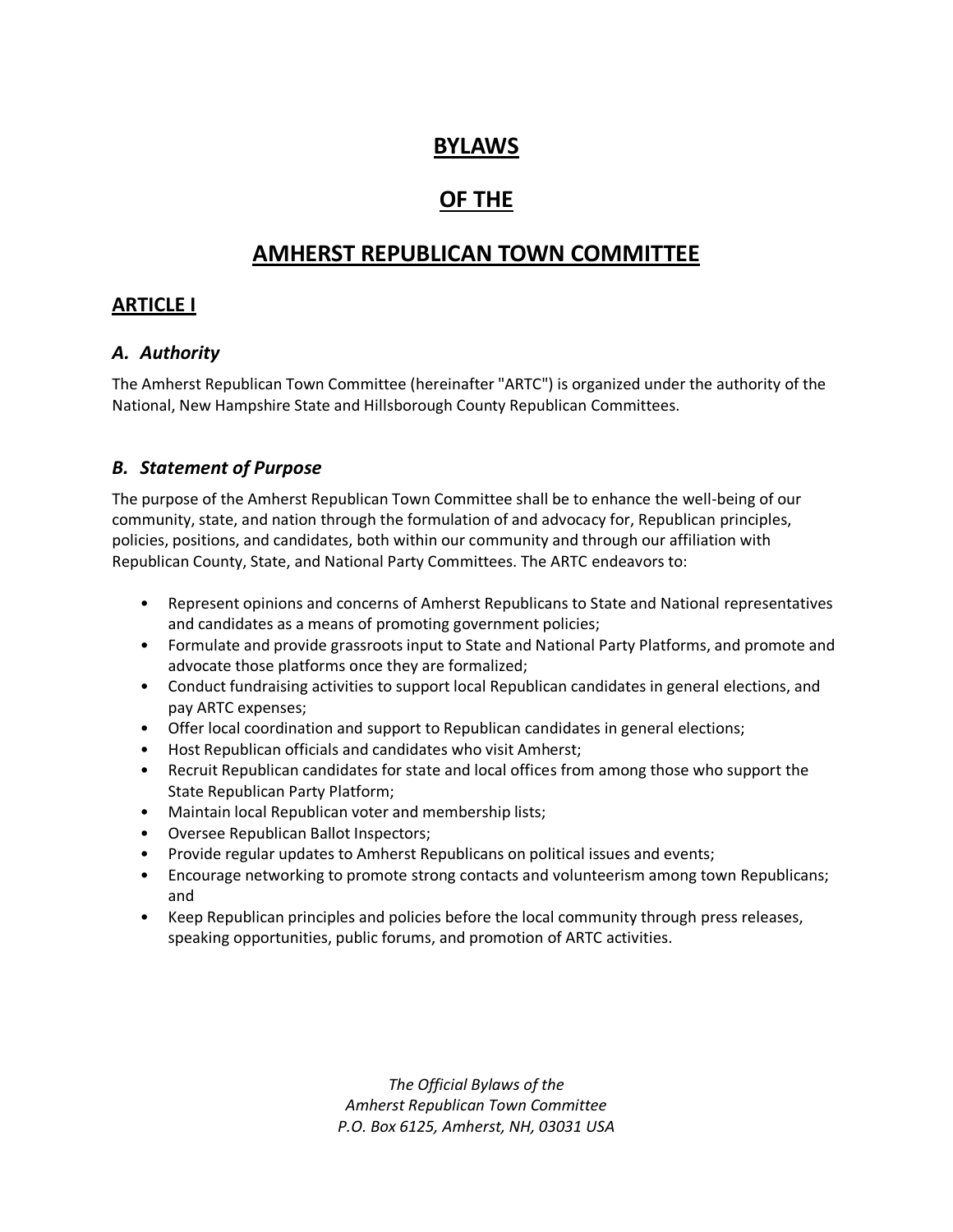# BYLAWS

# OF THE

# AMHERST REPUBLICAN TOWN COMMITTEE

## ARTICLE I

### *A. Authority*

The Amherst Republican Town Committee (hereinafter "ARTC") is organized under the authority of the National, New Hampshire State and Hillsborough County Republican Committees.

### *B. Statement of Purpose*

The purpose of the Amherst Republican Town Committee shall be to enhance the well-being of our community, state, and nation through the formulation of and advocacy for, Republican principles, policies, positions, and candidates, both within our community and through our affiliation with Republican County, State, and National Party Committees. The ARTC endeavors to:

- Represent opinions and concerns of Amherst Republicans to State and National representatives and candidates as a means of promoting government policies;
- Formulate and provide grassroots input to State and National Party Platforms, and promote and advocate those platforms once they are formalized;
- Conduct fundraising activities to support local Republican candidates in general elections, and pay ARTC expenses;
- Offer local coordination and support to Republican candidates in general elections;
- Host Republican officials and candidates who visit Amherst;
- Recruit Republican candidates for state and local offices from among those who support the State Republican Party Platform;
- Maintain local Republican voter and membership lists;
- Oversee Republican Ballot Inspectors;
- Provide regular updates to Amherst Republicans on political issues and events;
- Encourage networking to promote strong contacts and volunteerism among town Republicans; and
- Keep Republican principles and policies before the local community through press releases, speaking opportunities, public forums, and promotion of ARTC activities.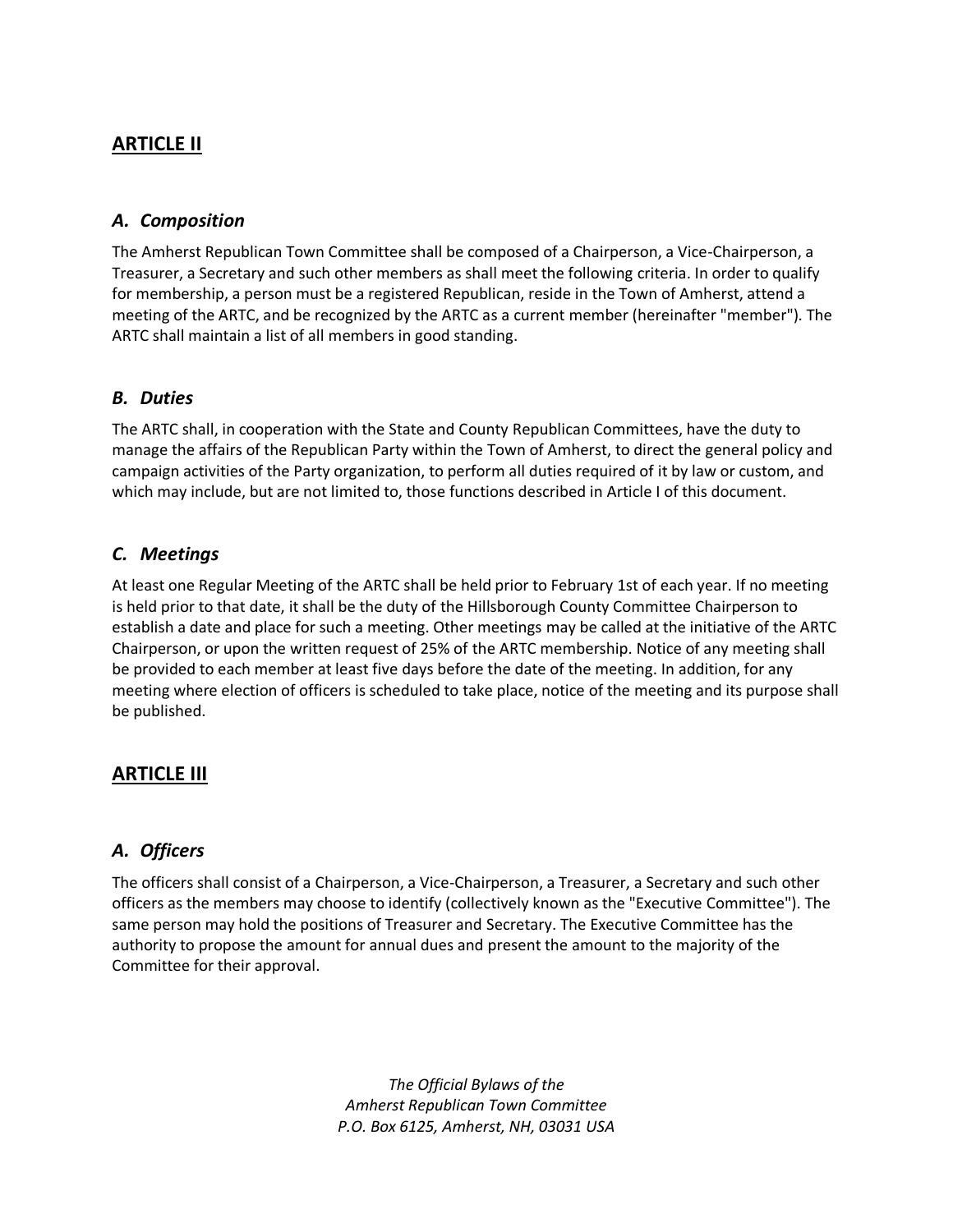## ARTICLE II

### *A. Composition*

The Amherst Republican Town Committee shall be composed of a Chairperson, a Vice-Chairperson, a Treasurer, a Secretary and such other members as shall meet the following criteria. In order to qualify for membership, a person must be a registered Republican, reside in the Town of Amherst, attend a meeting of the ARTC, and be recognized by the ARTC as a current member (hereinafter "member"). The ARTC shall maintain a list of all members in good standing.

### *B. Duties*

The ARTC shall, in cooperation with the State and County Republican Committees, have the duty to manage the affairs of the Republican Party within the Town of Amherst, to direct the general policy and campaign activities of the Party organization, to perform all duties required of it by law or custom, and which may include, but are not limited to, those functions described in Article I of this document.

### *C. Meetings*

At least one Regular Meeting of the ARTC shall be held prior to February 1st of each year. If no meeting is held prior to that date, it shall be the duty of the Hillsborough County Committee Chairperson to establish a date and place for such a meeting. Other meetings may be called at the initiative of the ARTC Chairperson, or upon the written request of 25% of the ARTC membership. Notice of any meeting shall be provided to each member at least five days before the date of the meeting. In addition, for any meeting where election of officers is scheduled to take place, notice of the meeting and its purpose shall be published.

## ARTICLE III

### *A. Officers*

The officers shall consist of a Chairperson, a Vice-Chairperson, a Treasurer, a Secretary and such other officers as the members may choose to identify (collectively known as the "Executive Committee"). The same person may hold the positions of Treasurer and Secretary. The Executive Committee has the authority to propose the amount for annual dues and present the amount to the majority of the Committee for their approval.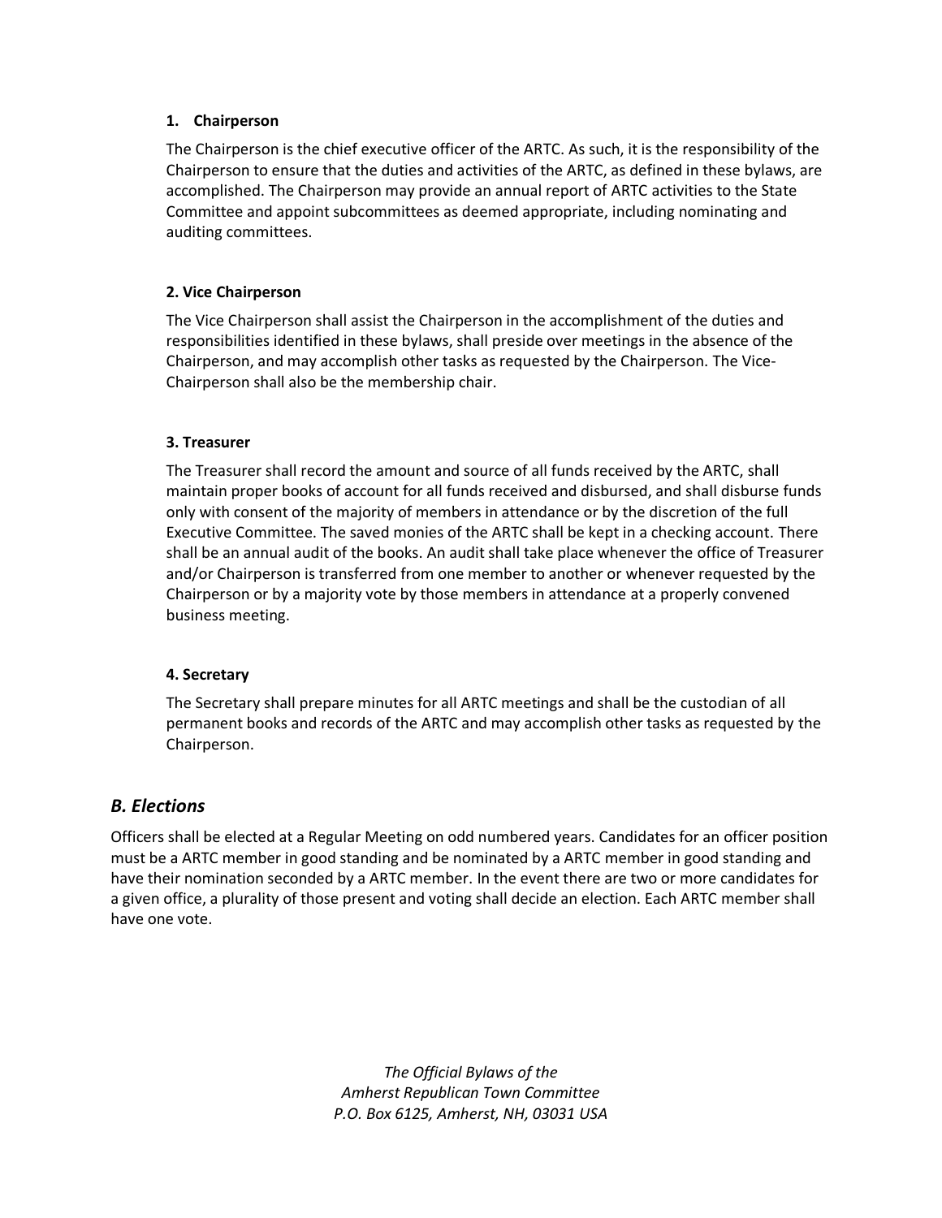#### 1. Chairperson

The Chairperson is the chief executive officer of the ARTC. As such, it is the responsibility of the Chairperson to ensure that the duties and activities of the ARTC, as defined in these bylaws, are accomplished. The Chairperson may provide an annual report of ARTC activities to the State Committee and appoint subcommittees as deemed appropriate, including nominating and auditing committees.

#### 2. Vice Chairperson

The Vice Chairperson shall assist the Chairperson in the accomplishment of the duties and responsibilities identified in these bylaws, shall preside over meetings in the absence of the Chairperson, and may accomplish other tasks as requested by the Chairperson. The Vice-Chairperson shall also be the membership chair.

#### 3. Treasurer

The Treasurer shall record the amount and source of all funds received by the ARTC, shall maintain proper books of account for all funds received and disbursed, and shall disburse funds only with consent of the majority of members in attendance or by the discretion of the full Executive Committee. The saved monies of the ARTC shall be kept in a checking account. There shall be an annual audit of the books. An audit shall take place whenever the office of Treasurer and/or Chairperson is transferred from one member to another or whenever requested by the Chairperson or by a majority vote by those members in attendance at a properly convened business meeting.

#### 4. Secretary

The Secretary shall prepare minutes for all ARTC meetings and shall be the custodian of all permanent books and records of the ARTC and may accomplish other tasks as requested by the Chairperson.

## *B. Elections*

Officers shall be elected at a Regular Meeting on odd numbered years. Candidates for an officer position must be a ARTC member in good standing and be nominated by a ARTC member in good standing and have their nomination seconded by a ARTC member. In the event there are two or more candidates for a given office, a plurality of those present and voting shall decide an election. Each ARTC member shall have one vote.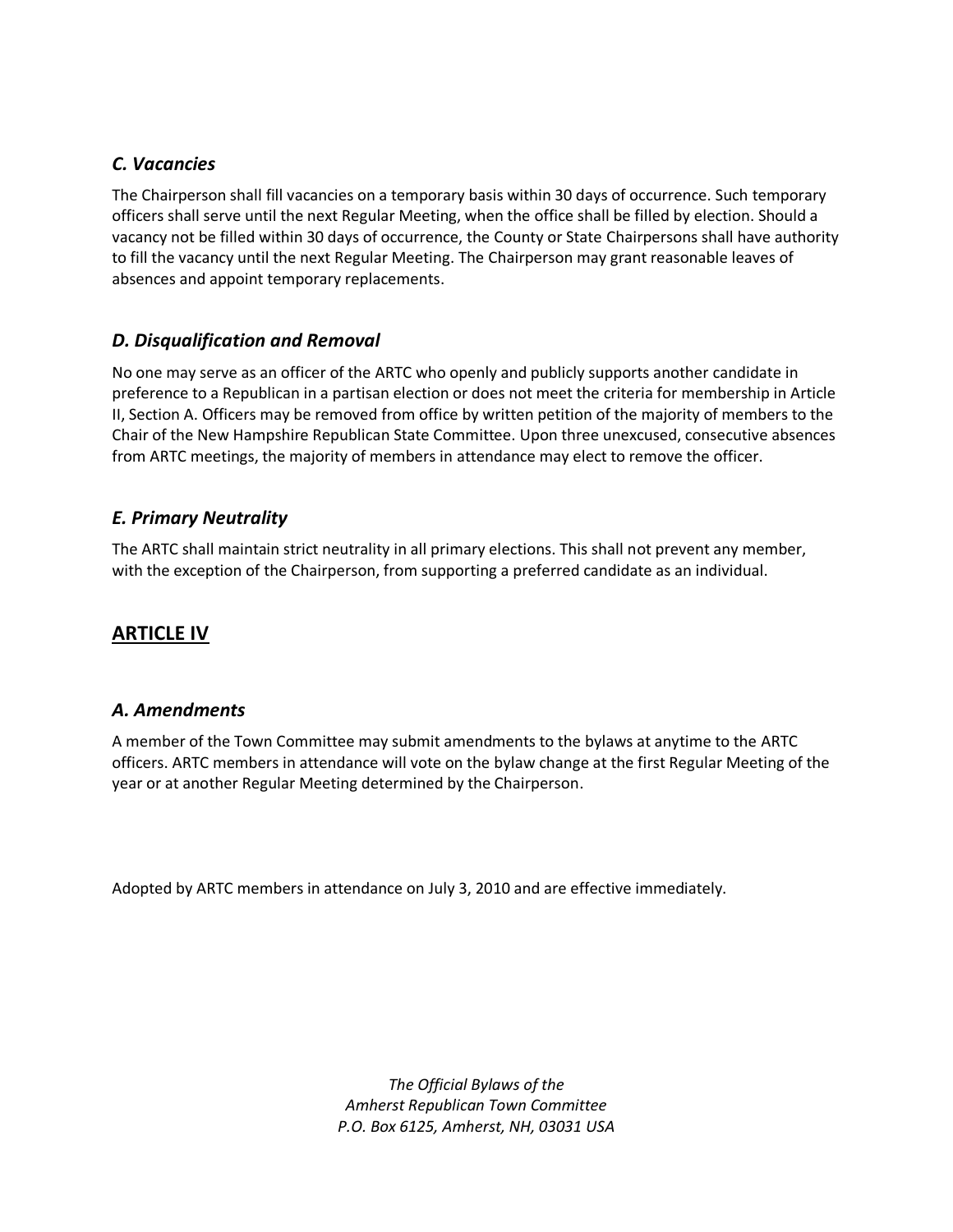### *C. Vacancies*

The Chairperson shall fill vacancies on a temporary basis within 30 days of occurrence. Such temporary officers shall serve until the next Regular Meeting, when the office shall be filled by election. Should a vacancy not be filled within 30 days of occurrence, the County or State Chairpersons shall have authority to fill the vacancy until the next Regular Meeting. The Chairperson may grant reasonable leaves of absences and appoint temporary replacements.

### *D. Disqualification and Removal*

No one may serve as an officer of the ARTC who openly and publicly supports another candidate in preference to a Republican in a partisan election or does not meet the criteria for membership in Article II, Section A. Officers may be removed from office by written petition of the majority of members to the Chair of the New Hampshire Republican State Committee. Upon three unexcused, consecutive absences from ARTC meetings, the majority of members in attendance may elect to remove the officer.

### *E. Primary Neutrality*

The ARTC shall maintain strict neutrality in all primary elections. This shall not prevent any member, with the exception of the Chairperson, from supporting a preferred candidate as an individual.

## <u>ARTICLE IV</u>

### *A. Amendments*

A member of the Town Committee may submit amendments to the bylaws at anytime to the ARTC officers. ARTC members in attendance will vote on the bylaw change at the first Regular Meeting of the year or at another Regular Meeting determined by the Chairperson.

Adopted by ARTC members in attendance on July 3, 2010 and are effective immediately.

*The Official Bylaws of the*
*Amherst Republican Town Committee*
*P.O. Box 6125, Amherst, NH, 03031 USA*